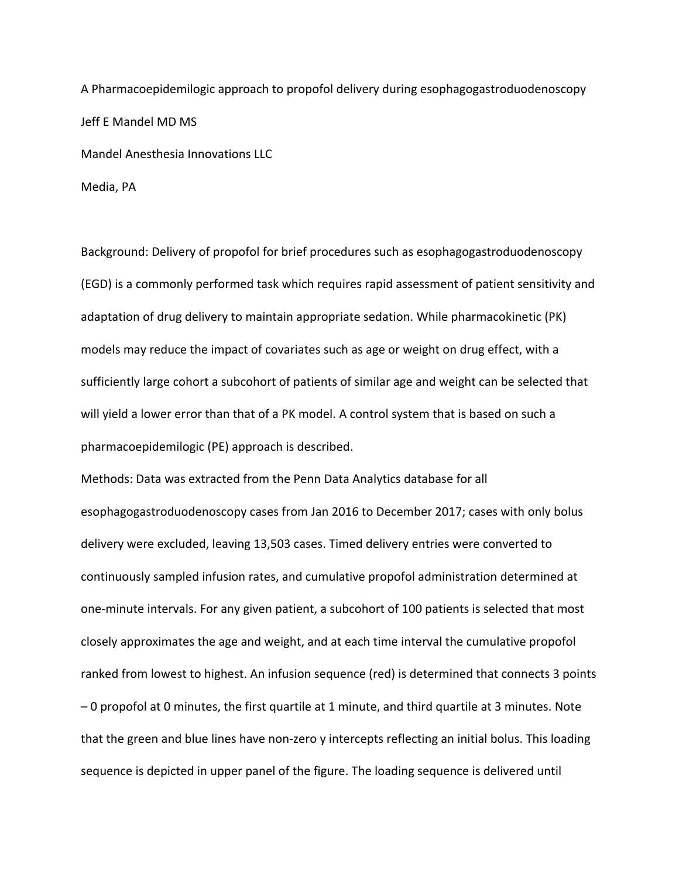A Pharmacoepidemilogic approach to propofol delivery during esophagogastroduodenoscopy

Jeff E Mandel MD MS

Mandel Anesthesia Innovations LLC

Media, PA

Background: Delivery of propofol for brief procedures such as esophagogastroduodenoscopy (EGD) is a commonly performed task which requires rapid assessment of patient sensitivity and adaptation of drug delivery to maintain appropriate sedation. While pharmacokinetic (PK) models may reduce the impact of covariates such as age or weight on drug effect, with a sufficiently large cohort a subcohort of patients of similar age and weight can be selected that will yield a lower error than that of a PK model. A control system that is based on such a pharmacoepidemilogic (PE) approach is described.

Methods: Data was extracted from the Penn Data Analytics database for all esophagogastroduodenoscopy cases from Jan 2016 to December 2017; cases with only bolus delivery were excluded, leaving 13,503 cases. Timed delivery entries were converted to continuously sampled infusion rates, and cumulative propofol administration determined at one-minute intervals. For any given patient, a subcohort of 100 patients is selected that most closely approximates the age and weight, and at each time interval the cumulative propofol ranked from lowest to highest. An infusion sequence (red) is determined that connects 3 points – 0 propofol at 0 minutes, the first quartile at 1 minute, and third quartile at 3 minutes. Note that the green and blue lines have non-zero y intercepts reflecting an initial bolus. This loading sequence is depicted in upper panel of the figure. The loading sequence is delivered until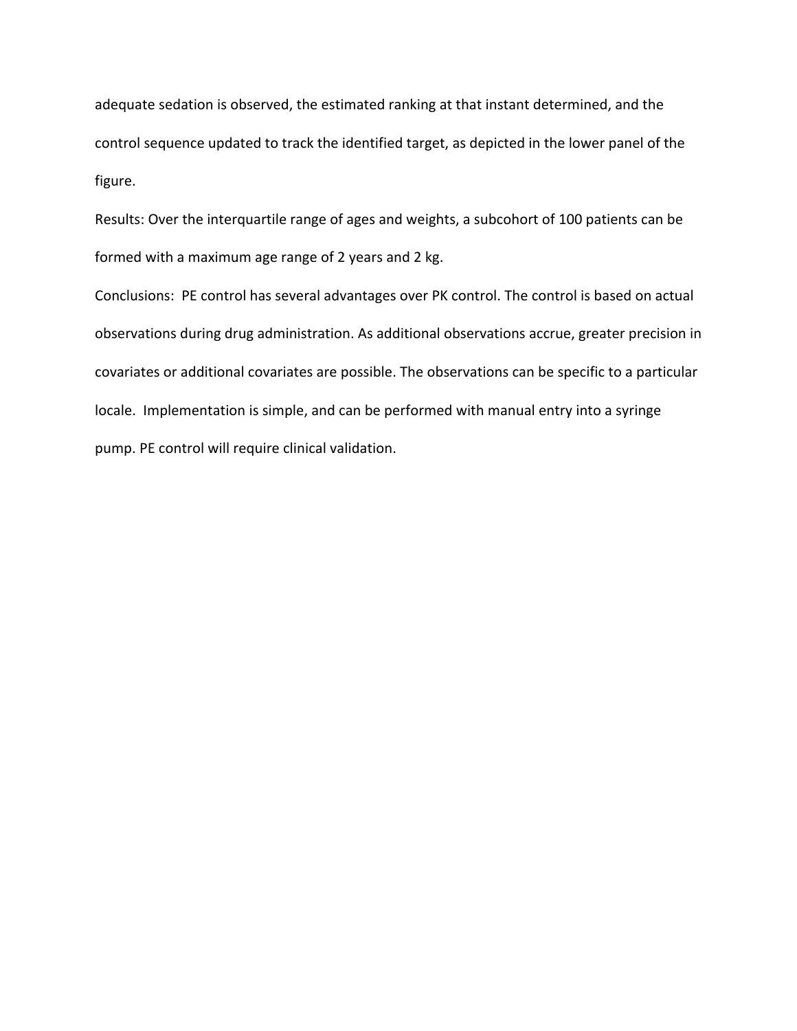adequate sedation is observed, the estimated ranking at that instant determined, and the control sequence updated to track the identified target, as depicted in the lower panel of the figure.

Results: Over the interquartile range of ages and weights, a subcohort of 100 patients can be formed with a maximum age range of 2 years and 2 kg.

Conclusions: PE control has several advantages over PK control. The control is based on actual observations during drug administration. As additional observations accrue, greater precision in covariates or additional covariates are possible. The observations can be specific to a particular locale. Implementation is simple, and can be performed with manual entry into a syringe pump. PE control will require clinical validation.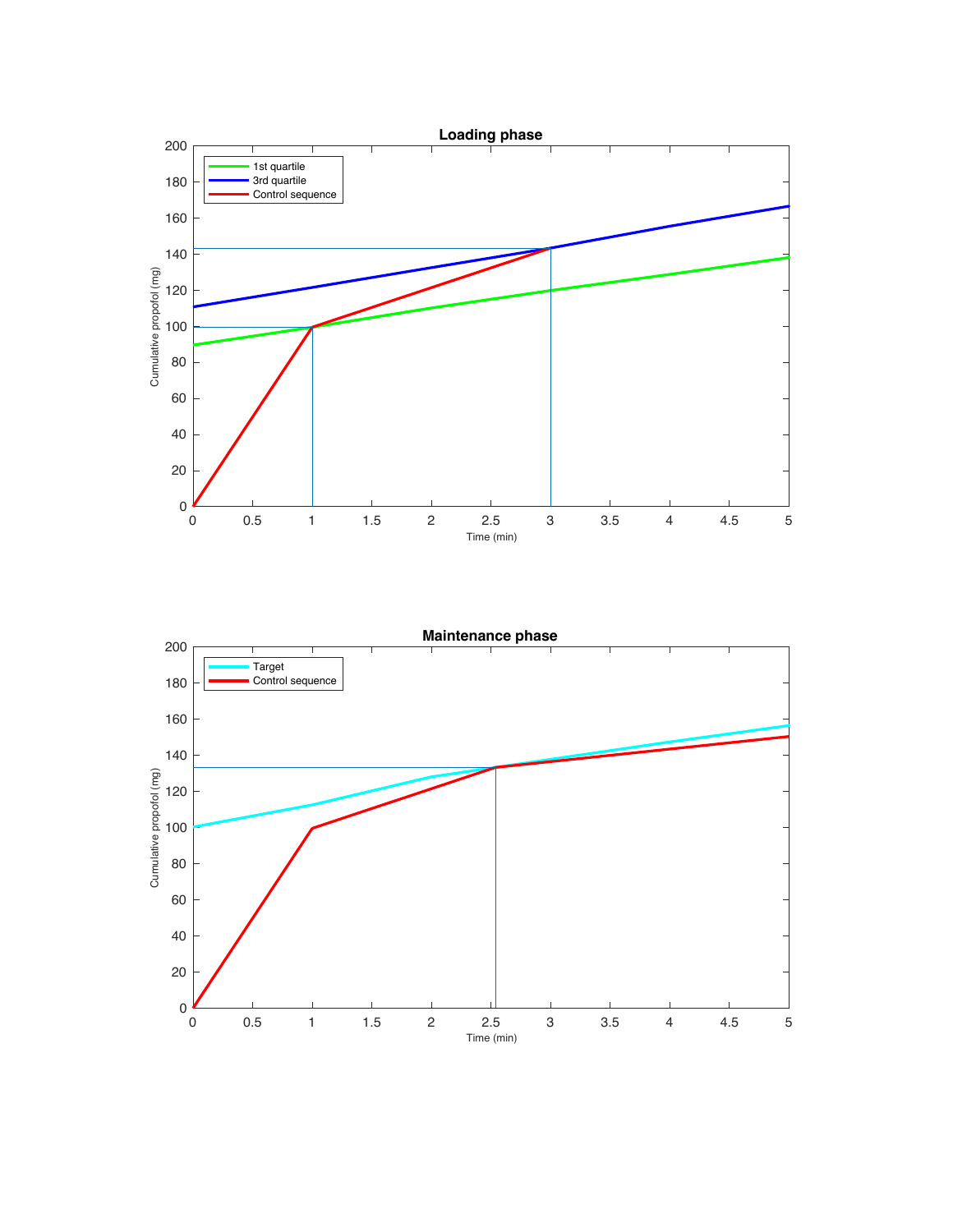Loading phase

1st quartile
3rd quartile
Control sequence

Cumulative propofol (mg)

200
180
160
140
120
100
80
60
40
20
0

0
0.5
1
1.5
2
2.5
3
3.5
4
4.5
5

Time (min)

Maintenance phase

Target
Control sequence

Cumulative propofol (mg)

200
180
160
140
120
100
80
60
40
20
0

0
0.5
1
1.5
2
2.5
3
3.5
4
4.5
5

Time (min)